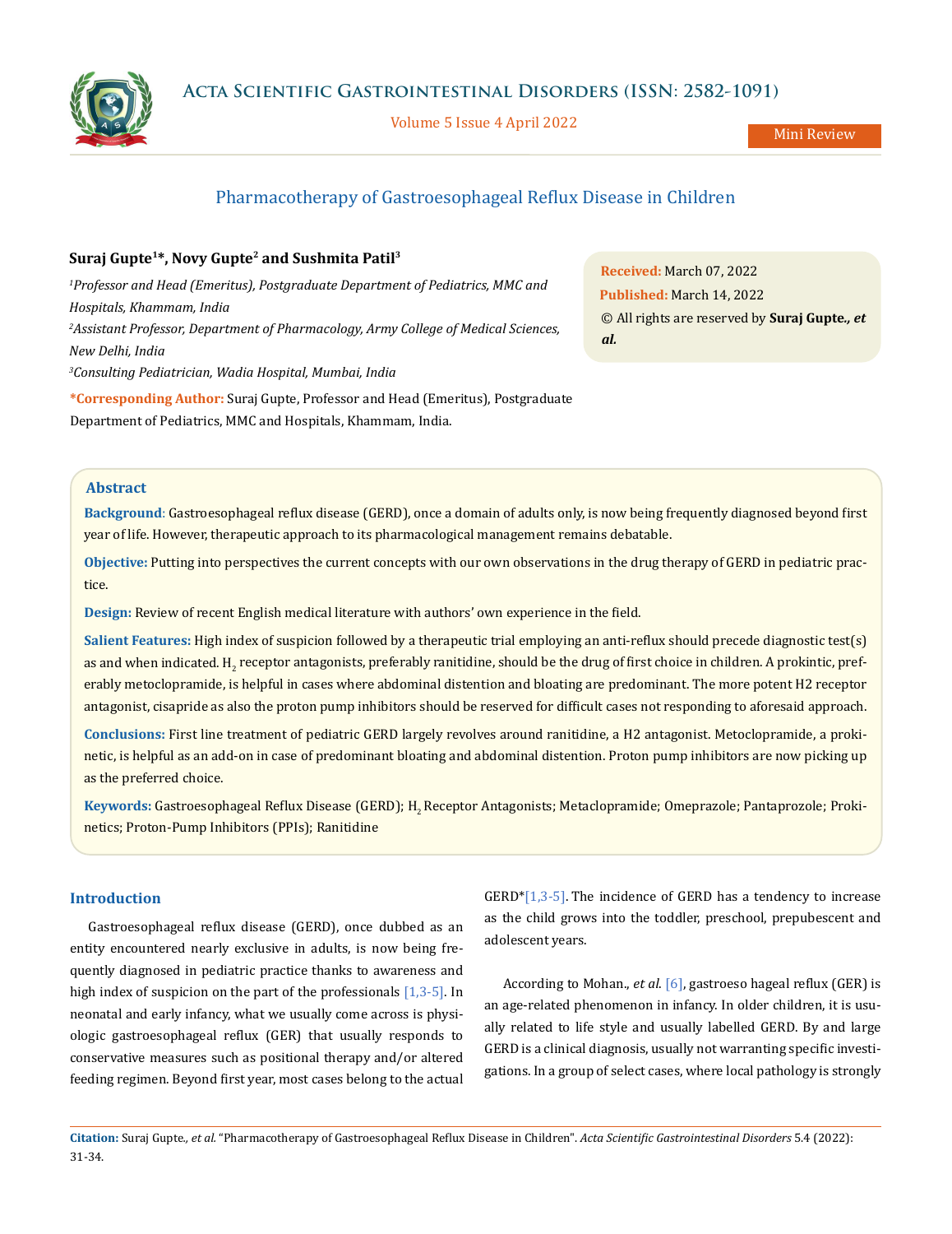# Pharmacotherapy of Gastroesophageal Reflux Disease in Children

**Suraj Gupte[1]*, Novy Gupte[2] and Sushmita Patil[3]**

[1]*Professor and Head (Emeritus), Postgraduate Department of Pediatrics, MMC and Hospitals, Khammam, India*

[2]*Assistant Professor, Department of Pharmacology, Army College of Medical Sciences, New Delhi, India*

[3]*Consulting Pediatrician, Wadia Hospital, Mumbai, India*

**\*Corresponding Author:** Suraj Gupte, Professor and Head (Emeritus), Postgraduate Department of Pediatrics, MMC and Hospitals, Khammam, India.

**Received:** March 07, 2022
**Published:** March 14, 2022
© All rights are reserved by **Suraj Gupte*., et al.***

## Abstract

**Background**: Gastroesophageal reflux disease (GERD), once a domain of adults only, is now being frequently diagnosed beyond first year of life. However, therapeutic approach to its pharmacological management remains debatable.

**Objective:** Putting into perspectives the current concepts with our own observations in the drug therapy of GERD in pediatric practice.

**Design:** Review of recent English medical literature with authors' own experience in the field.

**Salient Features:** High index of suspicion followed by a therapeutic trial employing an anti-reflux should precede diagnostic test(s) as and when indicated. $H_2$ receptor antagonists, preferably ranitidine, should be the drug of first choice in children. A prokintic, preferably metoclopramide, is helpful in cases where abdominal distention and bloating are predominant. The more potent H2 receptor antagonist, cisapride as also the proton pump inhibitors should be reserved for difficult cases not responding to aforesaid approach.

**Conclusions:** First line treatment of pediatric GERD largely revolves around ranitidine, a H2 antagonist. Metoclopramide, a prokinetic, is helpful as an add-on in case of predominant bloating and abdominal distention. Proton pump inhibitors are now picking up as the preferred choice.

**Keywords:** Gastroesophageal Reflux Disease (GERD); $H_2$ Receptor Antagonists; Metaclopramide; Omeprazole; Pantaprozole; Prokinetics; Proton-Pump Inhibitors (PPIs); Ranitidine

## Introduction

Gastroesophageal reflux disease (GERD), once dubbed as an entity encountered nearly exclusive in adults, is now being frequently diagnosed in pediatric practice thanks to awareness and high index of suspicion on the part of the professionals [1,3-5]. In neonatal and early infancy, what we usually come across is physiologic gastroesophageal reflux (GER) that usually responds to conservative measures such as positional therapy and/or altered feeding regimen. Beyond first year, most cases belong to the actual GERD*[1,3-5]. The incidence of GERD has a tendency to increase as the child grows into the toddler, preschool, prepubescent and adolescent years.

According to Mohan., *et al.* [6], gastroeso hageal reflux (GER) is an age-related phenomenon in infancy. In older children, it is usually related to life style and usually labelled GERD. By and large GERD is a clinical diagnosis, usually not warranting specific investigations. In a group of select cases, where local pathology is strongly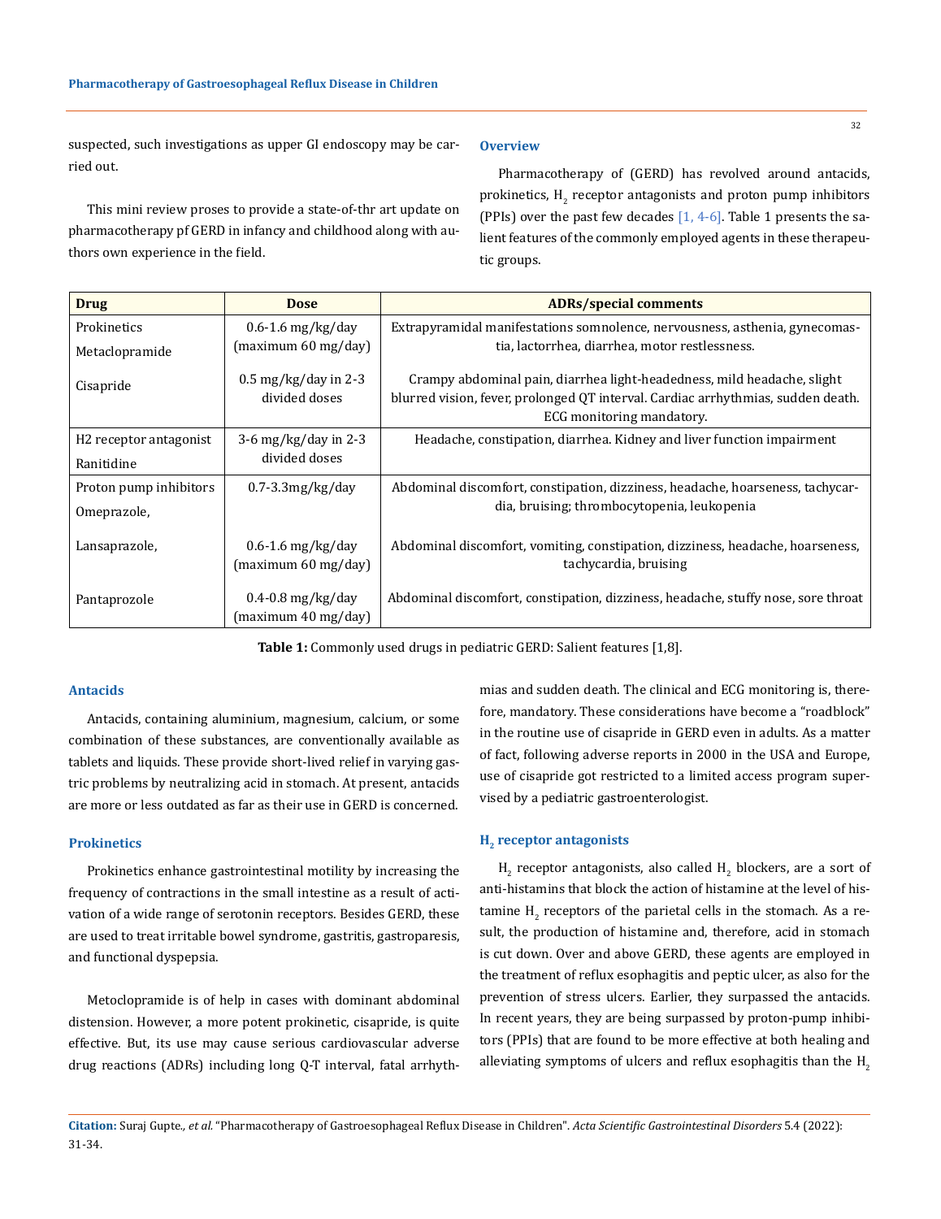suspected, such investigations as upper GI endoscopy may be carried out.

This mini review proses to provide a state-of-thr art update on pharmacotherapy pf GERD in infancy and childhood along with authors own experience in the field.

## Overview

Pharmacotherapy of (GERD) has revolved around antacids, prokinetics, $H_2$ receptor antagonists and proton pump inhibitors (PPIs) over the past few decades [1, 4-6]. Table 1 presents the salient features of the commonly employed agents in these therapeutic groups.

| Drug | Dose | ADRs/special comments |
|---|---|---|
| Prokinetics<br>Metaclopramide | 0.6-1.6 mg/kg/day (maximum 60 mg/day) | Extrapyramidal manifestations somnolence, nervousness, asthenia, gynecomastia, lactorrhea, diarrhea, motor restlessness. |
| Cisapride | 0.5 mg/kg/day in 2-3 divided doses | Crampy abdominal pain, diarrhea light-headedness, mild headache, slight blurred vision, fever, prolonged QT interval. Cardiac arrhythmias, sudden death. ECG monitoring mandatory. |
| H2 receptor antagonist<br>Ranitidine | 3-6 mg/kg/day in 2-3 divided doses | Headache, constipation, diarrhea. Kidney and liver function impairment |
| Proton pump inhibitors<br>Omeprazole, | 0.7-3.3mg/kg/day | Abdominal discomfort, constipation, dizziness, headache, hoarseness, tachycardia, bruising; thrombocytopenia, leukopenia |
| Lansaprazole, | 0.6-1.6 mg/kg/day (maximum 60 mg/day) | Abdominal discomfort, vomiting, constipation, dizziness, headache, hoarseness, tachycardia, bruising |
| Pantaprozole | 0.4-0.8 mg/kg/day (maximum 40 mg/day) | Abdominal discomfort, constipation, dizziness, headache, stuffy nose, sore throat |

**Table 1:** Commonly used drugs in pediatric GERD: Salient features [1,8].

## Antacids

Antacids, containing aluminium, magnesium, calcium, or some combination of these substances, are conventionally available as tablets and liquids. These provide short-lived relief in varying gastric problems by neutralizing acid in stomach. At present, antacids are more or less outdated as far as their use in GERD is concerned.

## Prokinetics

Prokinetics enhance gastrointestinal motility by increasing the frequency of contractions in the small intestine as a result of activation of a wide range of serotonin receptors. Besides GERD, these are used to treat irritable bowel syndrome, gastritis, gastroparesis, and functional dyspepsia.

Metoclopramide is of help in cases with dominant abdominal distension. However, a more potent prokinetic, cisapride, is quite effective. But, its use may cause serious cardiovascular adverse drug reactions (ADRs) including long Q-T interval, fatal arrhythmias and sudden death. The clinical and ECG monitoring is, therefore, mandatory. These considerations have become a "roadblock" in the routine use of cisapride in GERD even in adults. As a matter of fact, following adverse reports in 2000 in the USA and Europe, use of cisapride got restricted to a limited access program supervised by a pediatric gastroenterologist.

## $H_2$ receptor antagonists

$H_2$ receptor antagonists, also called $H_2$ blockers, are a sort of anti-histamins that block the action of histamine at the level of histamine $H_2$ receptors of the parietal cells in the stomach. As a result, the production of histamine and, therefore, acid in stomach is cut down. Over and above GERD, these agents are employed in the treatment of reflux esophagitis and peptic ulcer, as also for the prevention of stress ulcers. Earlier, they surpassed the antacids. In recent years, they are being surpassed by proton-pump inhibitors (PPIs) that are found to be more effective at both healing and alleviating symptoms of ulcers and reflux esophagitis than the $H_2$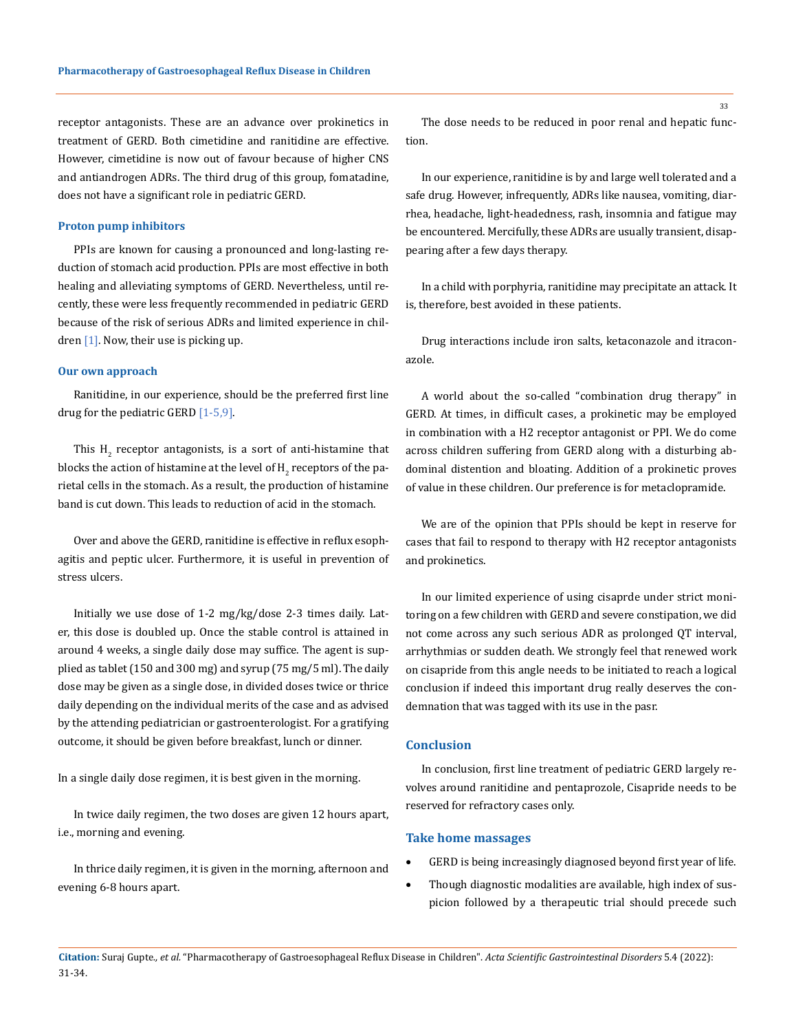receptor antagonists. These are an advance over prokinetics in treatment of GERD. Both cimetidine and ranitidine are effective. However, cimetidine is now out of favour because of higher CNS and antiandrogen ADRs. The third drug of this group, fomatadine, does not have a significant role in pediatric GERD.

### Proton pump inhibitors

PPIs are known for causing a pronounced and long-lasting reduction of stomach acid production. PPIs are most effective in both healing and alleviating symptoms of GERD. Nevertheless, until recently, these were less frequently recommended in pediatric GERD because of the risk of serious ADRs and limited experience in children [1]. Now, their use is picking up.

### Our own approach

Ranitidine, in our experience, should be the preferred first line drug for the pediatric GERD [1-5,9].

This $H_2$ receptor antagonists, is a sort of anti-histamine that blocks the action of histamine at the level of $H_2$ receptors of the parietal cells in the stomach. As a result, the production of histamine band is cut down. This leads to reduction of acid in the stomach.

Over and above the GERD, ranitidine is effective in reflux esophagitis and peptic ulcer. Furthermore, it is useful in prevention of stress ulcers.

Initially we use dose of 1-2 mg/kg/dose 2-3 times daily. Later, this dose is doubled up. Once the stable control is attained in around 4 weeks, a single daily dose may suffice. The agent is supplied as tablet (150 and 300 mg) and syrup (75 mg/5 ml). The daily dose may be given as a single dose, in divided doses twice or thrice daily depending on the individual merits of the case and as advised by the attending pediatrician or gastroenterologist. For a gratifying outcome, it should be given before breakfast, lunch or dinner.

In a single daily dose regimen, it is best given in the morning.

In twice daily regimen, the two doses are given 12 hours apart, i.e., morning and evening.

In thrice daily regimen, it is given in the morning, afternoon and evening 6-8 hours apart.

The dose needs to be reduced in poor renal and hepatic function.

In our experience, ranitidine is by and large well tolerated and a safe drug. However, infrequently, ADRs like nausea, vomiting, diarrhea, headache, light-headedness, rash, insomnia and fatigue may be encountered. Mercifully, these ADRs are usually transient, disappearing after a few days therapy.

In a child with porphyria, ranitidine may precipitate an attack. It is, therefore, best avoided in these patients.

Drug interactions include iron salts, ketaconazole and itraconazole.

A world about the so-called "combination drug therapy" in GERD. At times, in difficult cases, a prokinetic may be employed in combination with a H2 receptor antagonist or PPI. We do come across children suffering from GERD along with a disturbing abdominal distention and bloating. Addition of a prokinetic proves of value in these children. Our preference is for metaclopramide.

We are of the opinion that PPIs should be kept in reserve for cases that fail to respond to therapy with H2 receptor antagonists and prokinetics.

In our limited experience of using cisaprde under strict monitoring on a few children with GERD and severe constipation, we did not come across any such serious ADR as prolonged QT interval, arrhythmias or sudden death. We strongly feel that renewed work on cisapride from this angle needs to be initiated to reach a logical conclusion if indeed this important drug really deserves the condemnation that was tagged with its use in the pasr.

## Conclusion

In conclusion, first line treatment of pediatric GERD largely revolves around ranitidine and pentaprozole, Cisapride needs to be reserved for refractory cases only.

## Take home massages

- GERD is being increasingly diagnosed beyond first year of life.
- Though diagnostic modalities are available, high index of suspicion followed by a therapeutic trial should precede such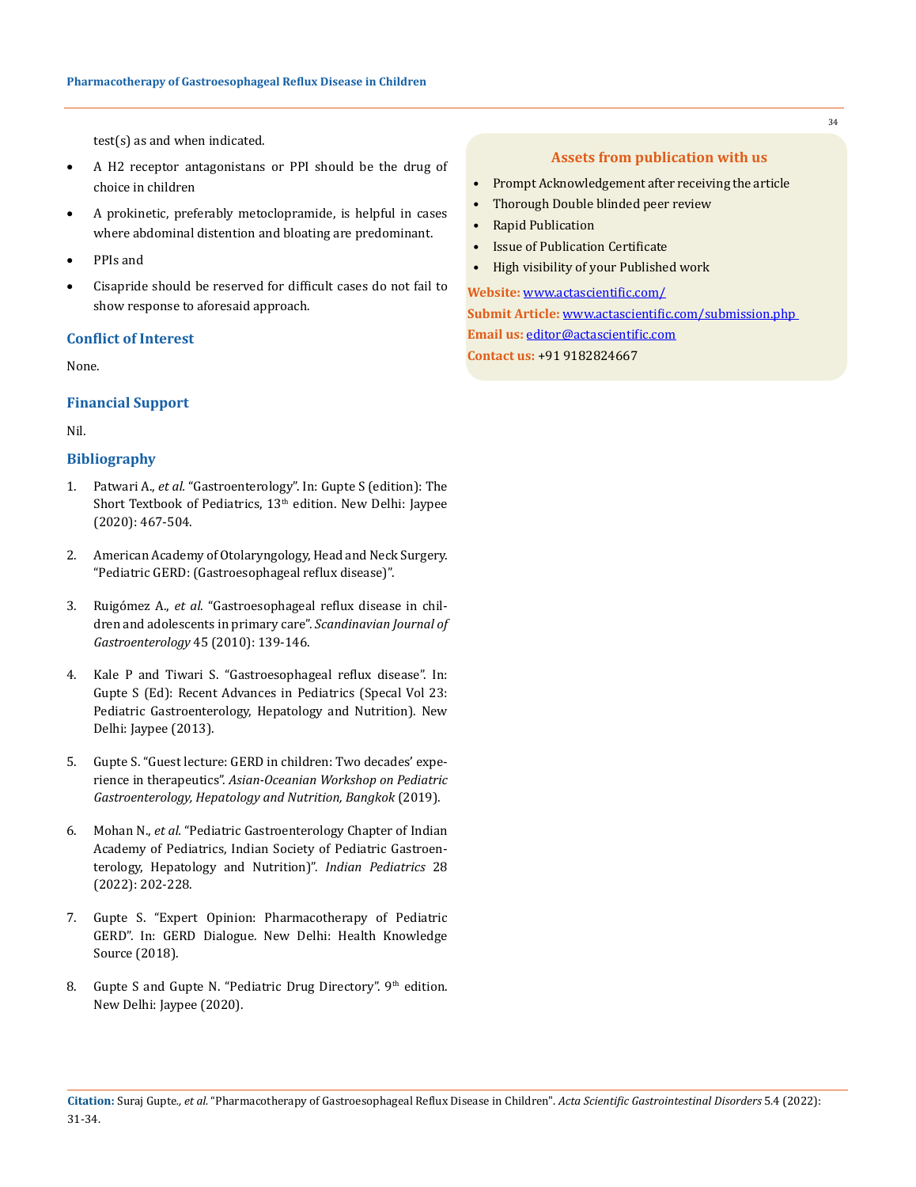test(s) as and when indicated.

- A H2 receptor antagonistans or PPI should be the drug of choice in children
- A prokinetic, preferably metoclopramide, is helpful in cases where abdominal distention and bloating are predominant.
- PPIs and
- Cisapride should be reserved for difficult cases do not fail to show response to aforesaid approach.

## Conflict of Interest

None.

## Financial Support

Nil.

## Bibliography

1. Patwari A., *et al.* "Gastroenterology". In: Gupte S (edition): The Short Textbook of Pediatrics, 13th edition. New Delhi: Jaypee (2020): 467-504.
2. American Academy of Otolaryngology, Head and Neck Surgery. "Pediatric GERD: (Gastroesophageal reflux disease)".
3. Ruigómez A., *et al*. "Gastroesophageal reflux disease in children and adolescents in primary care". *Scandinavian Journal of Gastroenterology* 45 (2010): 139-146.
4. Kale P and Tiwari S. "Gastroesophageal reflux disease". In: Gupte S (Ed): Recent Advances in Pediatrics (Specal Vol 23: Pediatric Gastroenterology, Hepatology and Nutrition). New Delhi: Jaypee (2013).
5. Gupte S. "Guest lecture: GERD in children: Two decades' experience in therapeutics". *Asian-Oceanian Workshop on Pediatric Gastroenterology, Hepatology and Nutrition, Bangkok* (2019).
6. Mohan N., *et al.* "Pediatric Gastroenterology Chapter of Indian Academy of Pediatrics, Indian Society of Pediatric Gastroenterology, Hepatology and Nutrition)". *Indian Pediatrics* 28 (2022): 202-228.
7. Gupte S. "Expert Opinion: Pharmacotherapy of Pediatric GERD". In: GERD Dialogue. New Delhi: Health Knowledge Source (2018).
8. Gupte S and Gupte N. "Pediatric Drug Directory". 9th edition. New Delhi: Jaypee (2020).

### Assets from publication with us

- Prompt Acknowledgement after receiving the article
- Thorough Double blinded peer review
- Rapid Publication
- Issue of Publication Certificate
- High visibility of your Published work

**Website:** www.actascientific.com/
**Submit Article:** www.actascientific.com/submission.php
**Email us:** editor@actascientific.com
**Contact us:** +91 9182824667